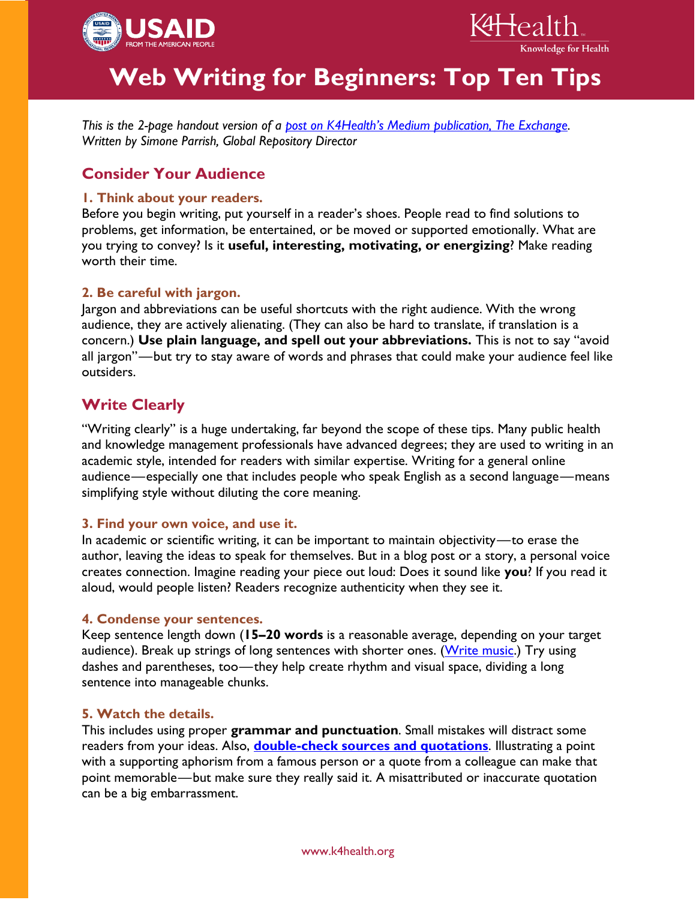# Web Writing for Beginners: Top Ten Tips

*This is the 2-page handout version of a [post on K4Health's Medium publication, The Exchange](). Written by Simone Parrish, Global Repository Director*

## Consider Your Audience

### 1. Think about your readers.

Before you begin writing, put yourself in a reader's shoes. People read to find solutions to problems, get information, be entertained, or be moved or supported emotionally. What are you trying to convey? Is it **useful, interesting, motivating, or energizing**? Make reading worth their time.

### 2. Be careful with jargon.

Jargon and abbreviations can be useful shortcuts with the right audience. With the wrong audience, they are actively alienating. (They can also be hard to translate, if translation is a concern.) **Use plain language, and spell out your abbreviations.** This is not to say "avoid all jargon"—but try to stay aware of words and phrases that could make your audience feel like outsiders.

## Write Clearly

"Writing clearly" is a huge undertaking, far beyond the scope of these tips. Many public health and knowledge management professionals have advanced degrees; they are used to writing in an academic style, intended for readers with similar expertise. Writing for a general online audience—especially one that includes people who speak English as a second language—means simplifying style without diluting the core meaning.

### 3. Find your own voice, and use it.

In academic or scientific writing, it can be important to maintain objectivity—to erase the author, leaving the ideas to speak for themselves. But in a blog post or a story, a personal voice creates connection. Imagine reading your piece out loud: Does it sound like **you**? If you read it aloud, would people listen? Readers recognize authenticity when they see it.

### 4. Condense your sentences.

Keep sentence length down (**15–20 words** is a reasonable average, depending on your target audience). Break up strings of long sentences with shorter ones. ([Write music]().) Try using dashes and parentheses, too—they help create rhythm and visual space, dividing a long sentence into manageable chunks.

### 5. Watch the details.

This includes using proper **grammar and punctuation**. Small mistakes will distract some readers from your ideas. Also, **[double-check sources and quotations]()**. Illustrating a point with a supporting aphorism from a famous person or a quote from a colleague can make that point memorable—but make sure they really said it. A misattributed or inaccurate quotation can be a big embarrassment.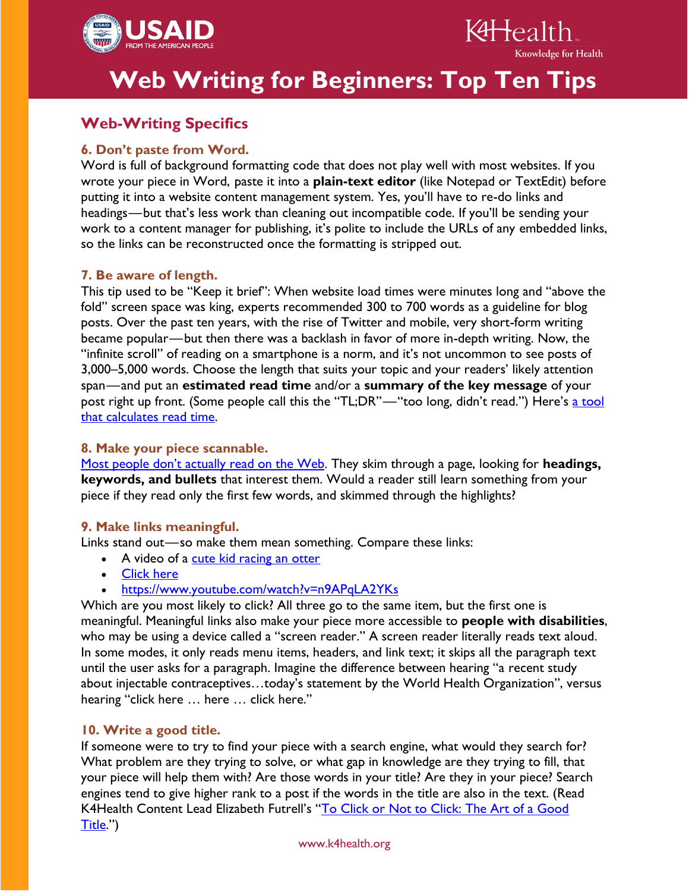# Web Writing for Beginners: Top Ten Tips

## Web-Writing Specifics

### 6. Don't paste from Word.

Word is full of background formatting code that does not play well with most websites. If you wrote your piece in Word, paste it into a **plain-text editor** (like Notepad or TextEdit) before putting it into a website content management system. Yes, you'll have to re-do links and headings—but that's less work than cleaning out incompatible code. If you'll be sending your work to a content manager for publishing, it's polite to include the URLs of any embedded links, so the links can be reconstructed once the formatting is stripped out.

### 7. Be aware of length.

This tip used to be "Keep it brief": When website load times were minutes long and "above the fold" screen space was king, experts recommended 300 to 700 words as a guideline for blog posts. Over the past ten years, with the rise of Twitter and mobile, very short-form writing became popular—but then there was a backlash in favor of more in-depth writing. Now, the "infinite scroll" of reading on a smartphone is a norm, and it's not uncommon to see posts of 3,000–5,000 words. Choose the length that suits your topic and your readers' likely attention span—and put an **estimated read time** and/or a **summary of the key message** of your post right up front. (Some people call this the "TL;DR"—"too long, didn't read.") Here's a tool that calculates read time.

### 8. Make your piece scannable.

Most people don't actually read on the Web. They skim through a page, looking for **headings, keywords, and bullets** that interest them. Would a reader still learn something from your piece if they read only the first few words, and skimmed through the highlights?

### 9. Make links meaningful.

Links stand out—so make them mean something. Compare these links:

- A video of a cute kid racing an otter
- Click here
- https://www.youtube.com/watch?v=n9APqLA2YKs

Which are you most likely to click? All three go to the same item, but the first one is meaningful. Meaningful links also make your piece more accessible to **people with disabilities**, who may be using a device called a "screen reader." A screen reader literally reads text aloud. In some modes, it only reads menu items, headers, and link text; it skips all the paragraph text until the user asks for a paragraph. Imagine the difference between hearing "a recent study about injectable contraceptives…today's statement by the World Health Organization", versus hearing "click here … here … click here."

### 10. Write a good title.

If someone were to try to find your piece with a search engine, what would they search for? What problem are they trying to solve, or what gap in knowledge are they trying to fill, that your piece will help them with? Are those words in your title? Are they in your piece? Search engines tend to give higher rank to a post if the words in the title are also in the text. (Read K4Health Content Lead Elizabeth Futrell's "To Click or Not to Click: The Art of a Good Title.")